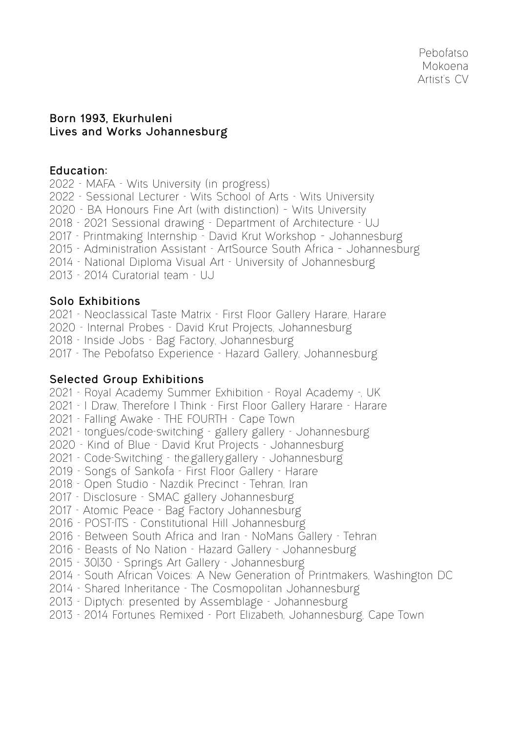Pebofatso
Mokoena
Artist's CV

**Born 1993, Ekurhuleni**
**Lives and Works Johannesburg**

**Education:**

2022 - MAFA - Wits University (in progress)
2022 - Sessional Lecturer - Wits School of Arts - Wits University
2020 - BA Honours Fine Art (with distinction) – Wits University
2018 - 2021 Sessional drawing - Department of Architecture - UJ
2017 - Printmaking Internship - David Krut Workshop – Johannesburg
2015 - Administration Assistant - ArtSource South Africa – Johannesburg
2014 - National Diploma Visual Art - University of Johannesburg
2013 - 2014 Curatorial team - UJ

**Solo Exhibitions**

2021 - Neoclassical Taste Matrix - First Floor Gallery Harare, Harare
2020 - Internal Probes - David Krut Projects, Johannesburg
2018 - Inside Jobs - Bag Factory, Johannesburg
2017 - The Pebofatso Experience - Hazard Gallery, Johannesburg

**Selected Group Exhibitions**

2021 - Royal Academy Summer Exhibition - Royal Academy -, UK
2021 - I Draw, Therefore I Think - First Floor Gallery Harare - Harare
2021 - Falling Awake - THE FOURTH - Cape Town
2021 - tongues/code-switching - gallery gallery - Johannesburg
2020 - Kind of Blue - David Krut Projects - Johannesburg
2021 - Code-Switching - the.gallery.gallery - Johannesburg
2019 - Songs of Sankofa - First Floor Gallery - Harare
2018 - Open Studio - Nazdik Precinct - Tehran, Iran
2017 - Disclosure - SMAC gallery Johannesburg
2017 - Atomic Peace - Bag Factory Johannesburg
2016 - POST-ITS - Constitutional Hill Johannesburg
2016 - Between South Africa and Iran - NoMans Gallery - Tehran
2016 - Beasts of No Nation - Hazard Gallery - Johannesburg
2015 - 30|30 - Springs Art Gallery - Johannesburg
2014 - South African Voices: A New Generation of Printmakers, Washington DC
2014 - Shared Inheritance - The Cosmopolitan Johannesburg
2013 - Diptych: presented by Assemblage - Johannesburg
2013 - 2014 Fortunes Remixed - Port Elizabeth, Johannesburg, Cape Town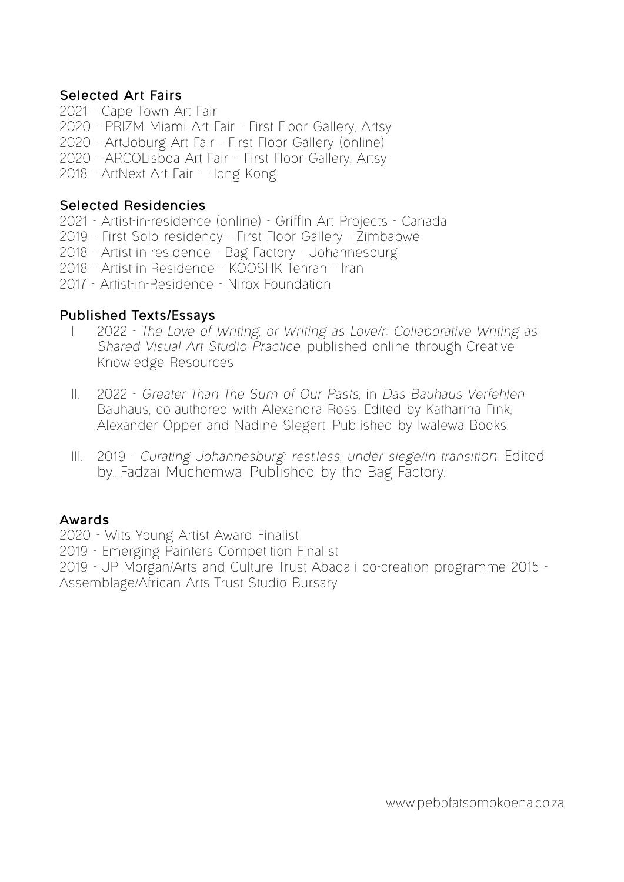## Selected Art Fairs

2021 - Cape Town Art Fair
2020 - PRIZM Miami Art Fair - First Floor Gallery, Artsy
2020 - ArtJoburg Art Fair - First Floor Gallery (online)
2020 - ARCOLisboa Art Fair - First Floor Gallery, Artsy
2018 - ArtNext Art Fair - Hong Kong

## Selected Residencies

2021 - Artist-in-residence (online) - Griffin Art Projects - Canada
2019 - First Solo residency - First Floor Gallery - Zimbabwe
2018 - Artist-in-residence - Bag Factory - Johannesburg
2018 - Artist-in-Residence - KOOSHK Tehran - Iran
2017 - Artist-in-Residence - Nirox Foundation

## Published Texts/Essays

I. 2022 - *The Love of Writing, or Writing as Love/r: Collaborative Writing as Shared Visual Art Studio Practice*, published online through Creative Knowledge Resources

II. 2022 - *Greater Than The Sum of Our Pasts*, in *Das Bauhaus Verfehlen* Bauhaus, co-authored with Alexandra Ross. Edited by Katharina Fink, Alexander Opper and Nadine Slegert. Published by Iwalewa Books.

III. 2019 - *Curating Johannesburg: rest.less, under siege/in transition*. Edited by. Fadzai Muchemwa. Published by the Bag Factory.

## Awards

2020 - Wits Young Artist Award Finalist
2019 - Emerging Painters Competition Finalist
2019 - JP Morgan/Arts and Culture Trust Abadali co-creation programme 2015 - Assemblage/African Arts Trust Studio Bursary

www.pebofatsomokoena.co.za